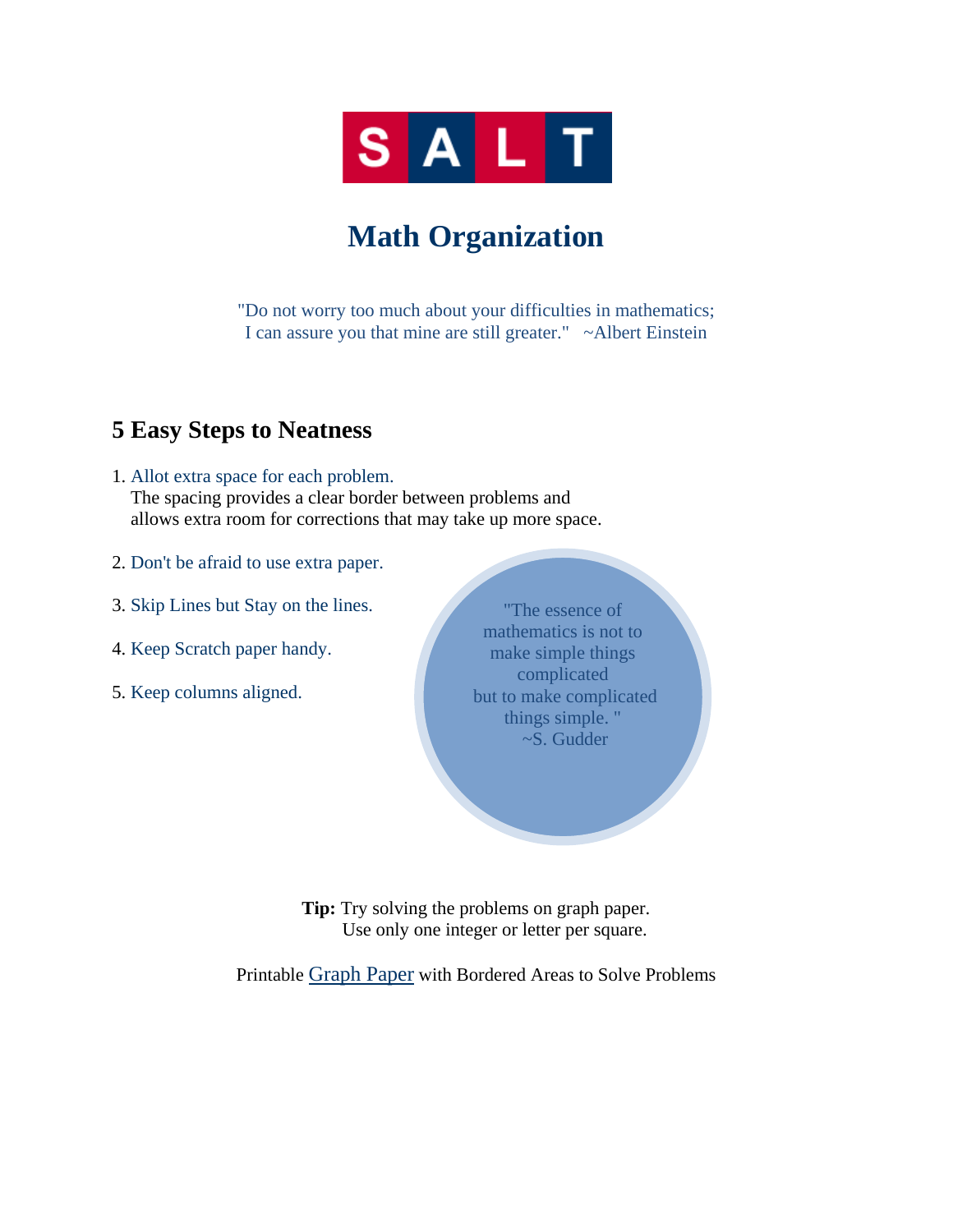SALT

# Math Organization

"Do not worry too much about your difficulties in mathematics;
I can assure you that mine are still greater." ~Albert Einstein

## 5 Easy Steps to Neatness

1. Allot extra space for each problem.
   The spacing provides a clear border between problems and allows extra room for corrections that may take up more space.
2. Don't be afraid to use extra paper.
3. Skip Lines but Stay on the lines.
4. Keep Scratch paper handy.
5. Keep columns aligned.

"The essence of mathematics is not to make simple things complicated but to make complicated things simple. " ~S. Gudder

**Tip:** Try solving the problems on graph paper.
Use only one integer or letter per square.

Printable Graph Paper with Bordered Areas to Solve Problems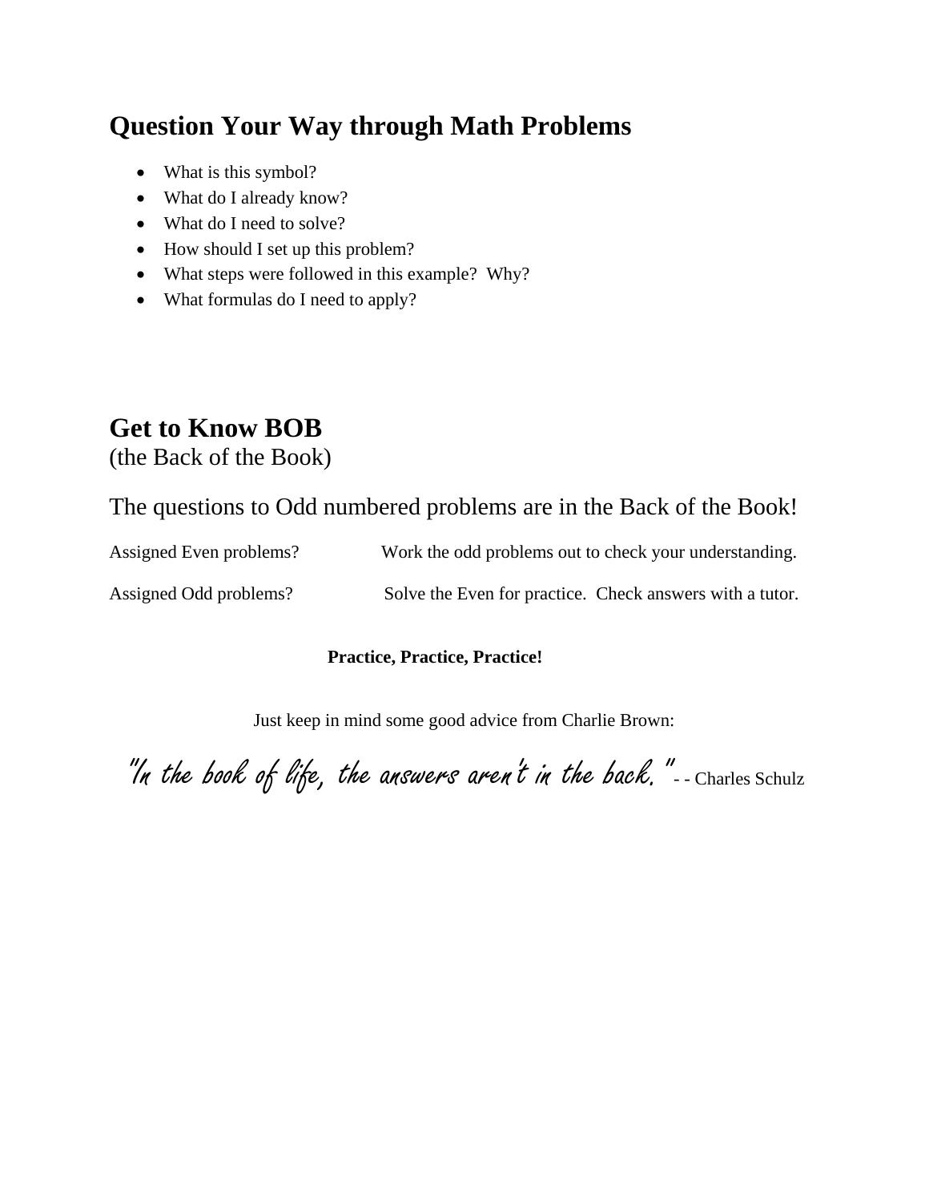## Question Your Way through Math Problems

- What is this symbol?
- What do I already know?
- What do I need to solve?
- How should I set up this problem?
- What steps were followed in this example? Why?
- What formulas do I need to apply?

## Get to Know BOB
(the Back of the Book)

The questions to Odd numbered problems are in the Back of the Book!

Assigned Even problems? Work the odd problems out to check your understanding.

Assigned Odd problems? Solve the Even for practice. Check answers with a tutor.

**Practice, Practice, Practice!**

Just keep in mind some good advice from Charlie Brown:

*"In the book of life, the answers aren't in the back."* - - Charles Schulz